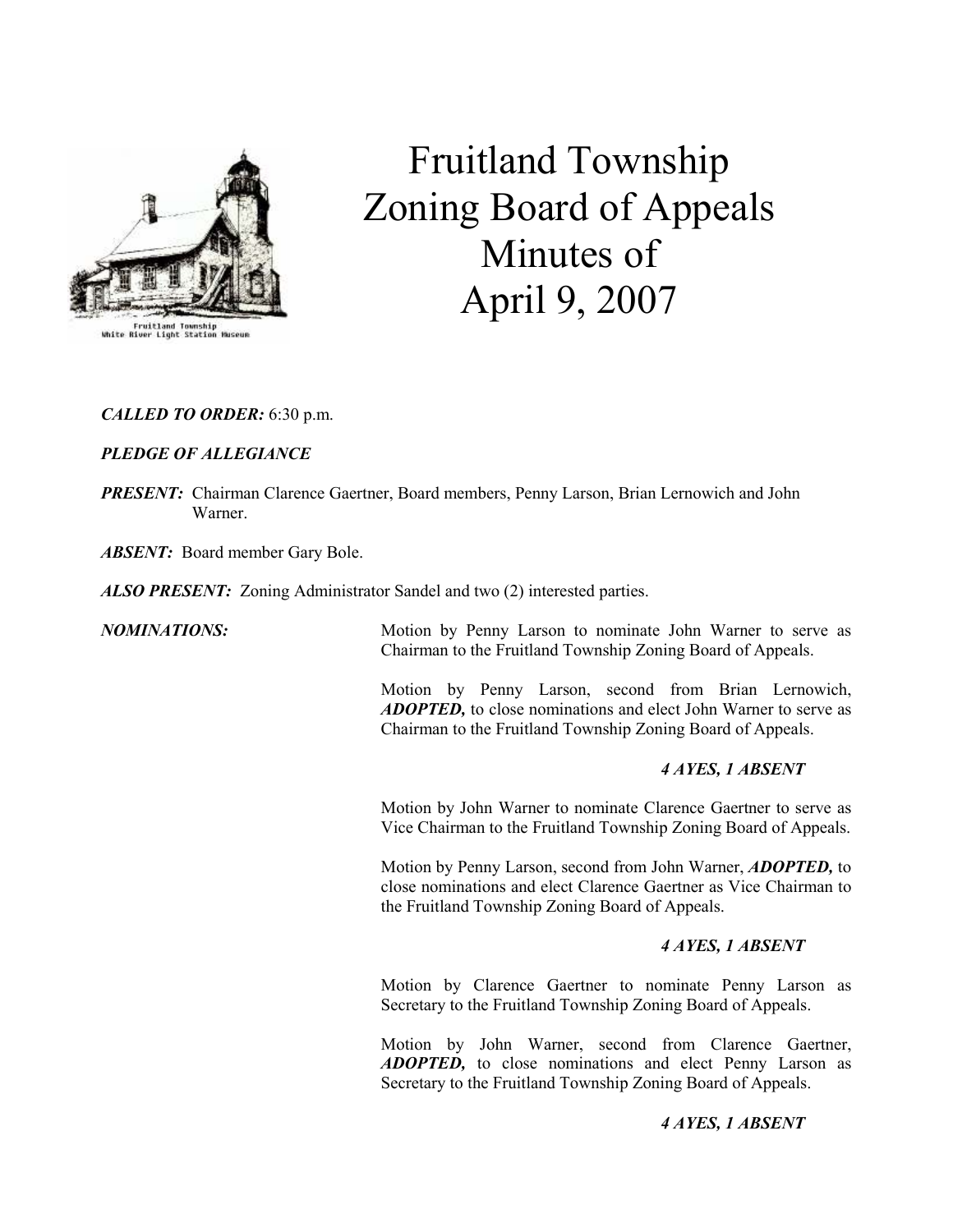# Fruitland Township Zoning Board of Appeals Minutes of April 9, 2007

***CALLED TO ORDER:*** 6:30 p.m.

***PLEDGE OF ALLEGIANCE***

***PRESENT:*** Chairman Clarence Gaertner, Board members, Penny Larson, Brian Lernowich and John Warner.

***ABSENT:*** Board member Gary Bole.

***ALSO PRESENT:*** Zoning Administrator Sandel and two (2) interested parties.

***NOMINATIONS:***

Motion by Penny Larson to nominate John Warner to serve as Chairman to the Fruitland Township Zoning Board of Appeals.

Motion by Penny Larson, second from Brian Lernowich, ***ADOPTED,*** to close nominations and elect John Warner to serve as Chairman to the Fruitland Township Zoning Board of Appeals.

***4 AYES, 1 ABSENT***

Motion by John Warner to nominate Clarence Gaertner to serve as Vice Chairman to the Fruitland Township Zoning Board of Appeals.

Motion by Penny Larson, second from John Warner, ***ADOPTED,*** to close nominations and elect Clarence Gaertner as Vice Chairman to the Fruitland Township Zoning Board of Appeals.

***4 AYES, 1 ABSENT***

Motion by Clarence Gaertner to nominate Penny Larson as Secretary to the Fruitland Township Zoning Board of Appeals.

Motion by John Warner, second from Clarence Gaertner, ***ADOPTED,*** to close nominations and elect Penny Larson as Secretary to the Fruitland Township Zoning Board of Appeals.

***4 AYES, 1 ABSENT***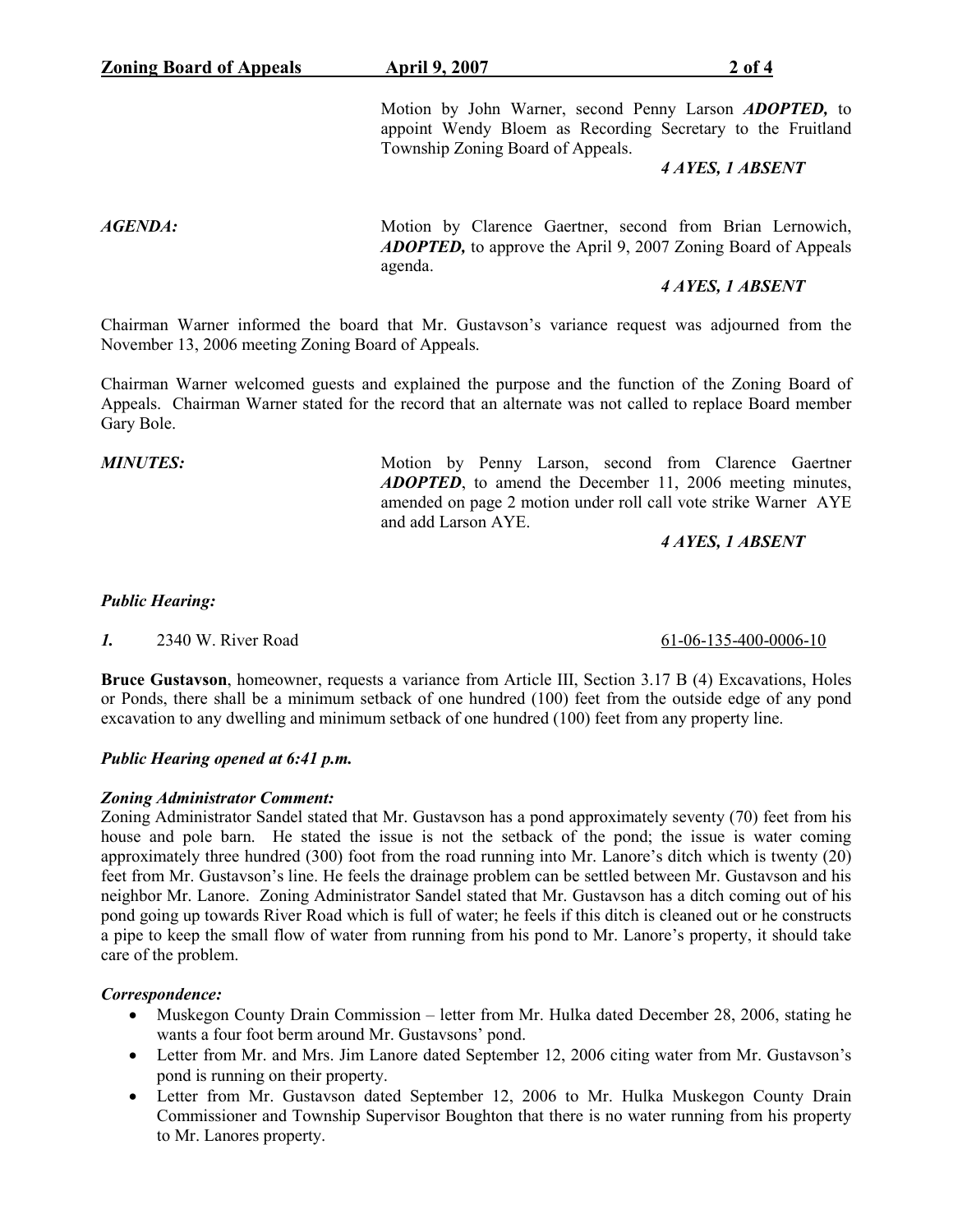Motion by John Warner, second Penny Larson ***ADOPTED,*** to appoint Wendy Bloem as Recording Secretary to the Fruitland Township Zoning Board of Appeals.

***4 AYES, 1 ABSENT***

***AGENDA:*** Motion by Clarence Gaertner, second from Brian Lernowich, ***ADOPTED,*** to approve the April 9, 2007 Zoning Board of Appeals agenda.

***4 AYES, 1 ABSENT***

Chairman Warner informed the board that Mr. Gustavson's variance request was adjourned from the November 13, 2006 meeting Zoning Board of Appeals.

Chairman Warner welcomed guests and explained the purpose and the function of the Zoning Board of Appeals. Chairman Warner stated for the record that an alternate was not called to replace Board member Gary Bole.

***MINUTES:*** Motion by Penny Larson, second from Clarence Gaertner ***ADOPTED***, to amend the December 11, 2006 meeting minutes, amended on page 2 motion under roll call vote strike Warner AYE and add Larson AYE.

***4 AYES, 1 ABSENT***

***Public Hearing:***

***1.*** 2340 W. River Road 61-06-135-400-0006-10

**Bruce Gustavson**, homeowner, requests a variance from Article III, Section 3.17 B (4) Excavations, Holes or Ponds, there shall be a minimum setback of one hundred (100) feet from the outside edge of any pond excavation to any dwelling and minimum setback of one hundred (100) feet from any property line.

***Public Hearing opened at 6:41 p.m.***

***Zoning Administrator Comment:***

Zoning Administrator Sandel stated that Mr. Gustavson has a pond approximately seventy (70) feet from his house and pole barn. He stated the issue is not the setback of the pond; the issue is water coming approximately three hundred (300) foot from the road running into Mr. Lanore's ditch which is twenty (20) feet from Mr. Gustavson's line. He feels the drainage problem can be settled between Mr. Gustavson and his neighbor Mr. Lanore. Zoning Administrator Sandel stated that Mr. Gustavson has a ditch coming out of his pond going up towards River Road which is full of water; he feels if this ditch is cleaned out or he constructs a pipe to keep the small flow of water from running from his pond to Mr. Lanore's property, it should take care of the problem.

***Correspondence:***

- Muskegon County Drain Commission – letter from Mr. Hulka dated December 28, 2006, stating he wants a four foot berm around Mr. Gustavsons' pond.
- Letter from Mr. and Mrs. Jim Lanore dated September 12, 2006 citing water from Mr. Gustavson's pond is running on their property.
- Letter from Mr. Gustavson dated September 12, 2006 to Mr. Hulka Muskegon County Drain Commissioner and Township Supervisor Boughton that there is no water running from his property to Mr. Lanores property.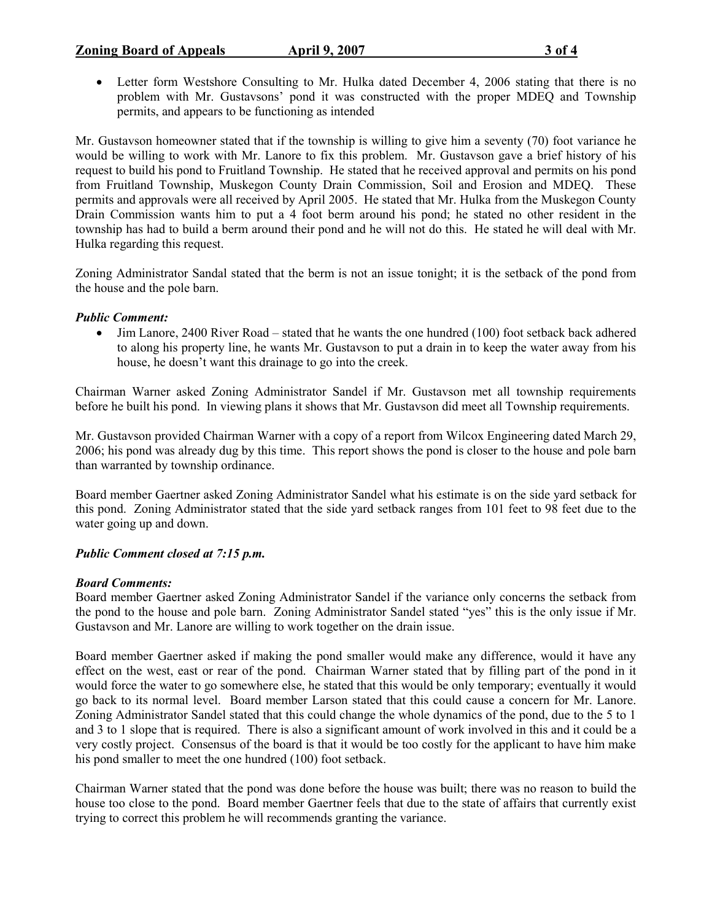- Letter form Westshore Consulting to Mr. Hulka dated December 4, 2006 stating that there is no problem with Mr. Gustavsons' pond it was constructed with the proper MDEQ and Township permits, and appears to be functioning as intended

Mr. Gustavson homeowner stated that if the township is willing to give him a seventy (70) foot variance he would be willing to work with Mr. Lanore to fix this problem. Mr. Gustavson gave a brief history of his request to build his pond to Fruitland Township. He stated that he received approval and permits on his pond from Fruitland Township, Muskegon County Drain Commission, Soil and Erosion and MDEQ. These permits and approvals were all received by April 2005. He stated that Mr. Hulka from the Muskegon County Drain Commission wants him to put a 4 foot berm around his pond; he stated no other resident in the township has had to build a berm around their pond and he will not do this. He stated he will deal with Mr. Hulka regarding this request.

Zoning Administrator Sandal stated that the berm is not an issue tonight; it is the setback of the pond from the house and the pole barn.

***Public Comment:***

- Jim Lanore, 2400 River Road – stated that he wants the one hundred (100) foot setback back adhered to along his property line, he wants Mr. Gustavson to put a drain in to keep the water away from his house, he doesn't want this drainage to go into the creek.

Chairman Warner asked Zoning Administrator Sandel if Mr. Gustavson met all township requirements before he built his pond. In viewing plans it shows that Mr. Gustavson did meet all Township requirements.

Mr. Gustavson provided Chairman Warner with a copy of a report from Wilcox Engineering dated March 29, 2006; his pond was already dug by this time. This report shows the pond is closer to the house and pole barn than warranted by township ordinance.

Board member Gaertner asked Zoning Administrator Sandel what his estimate is on the side yard setback for this pond. Zoning Administrator stated that the side yard setback ranges from 101 feet to 98 feet due to the water going up and down.

***Public Comment closed at 7:15 p.m.***

***Board Comments:***

Board member Gaertner asked Zoning Administrator Sandel if the variance only concerns the setback from the pond to the house and pole barn. Zoning Administrator Sandel stated "yes" this is the only issue if Mr. Gustavson and Mr. Lanore are willing to work together on the drain issue.

Board member Gaertner asked if making the pond smaller would make any difference, would it have any effect on the west, east or rear of the pond. Chairman Warner stated that by filling part of the pond in it would force the water to go somewhere else, he stated that this would be only temporary; eventually it would go back to its normal level. Board member Larson stated that this could cause a concern for Mr. Lanore. Zoning Administrator Sandel stated that this could change the whole dynamics of the pond, due to the 5 to 1 and 3 to 1 slope that is required. There is also a significant amount of work involved in this and it could be a very costly project. Consensus of the board is that it would be too costly for the applicant to have him make his pond smaller to meet the one hundred (100) foot setback.

Chairman Warner stated that the pond was done before the house was built; there was no reason to build the house too close to the pond. Board member Gaertner feels that due to the state of affairs that currently exist trying to correct this problem he will recommends granting the variance.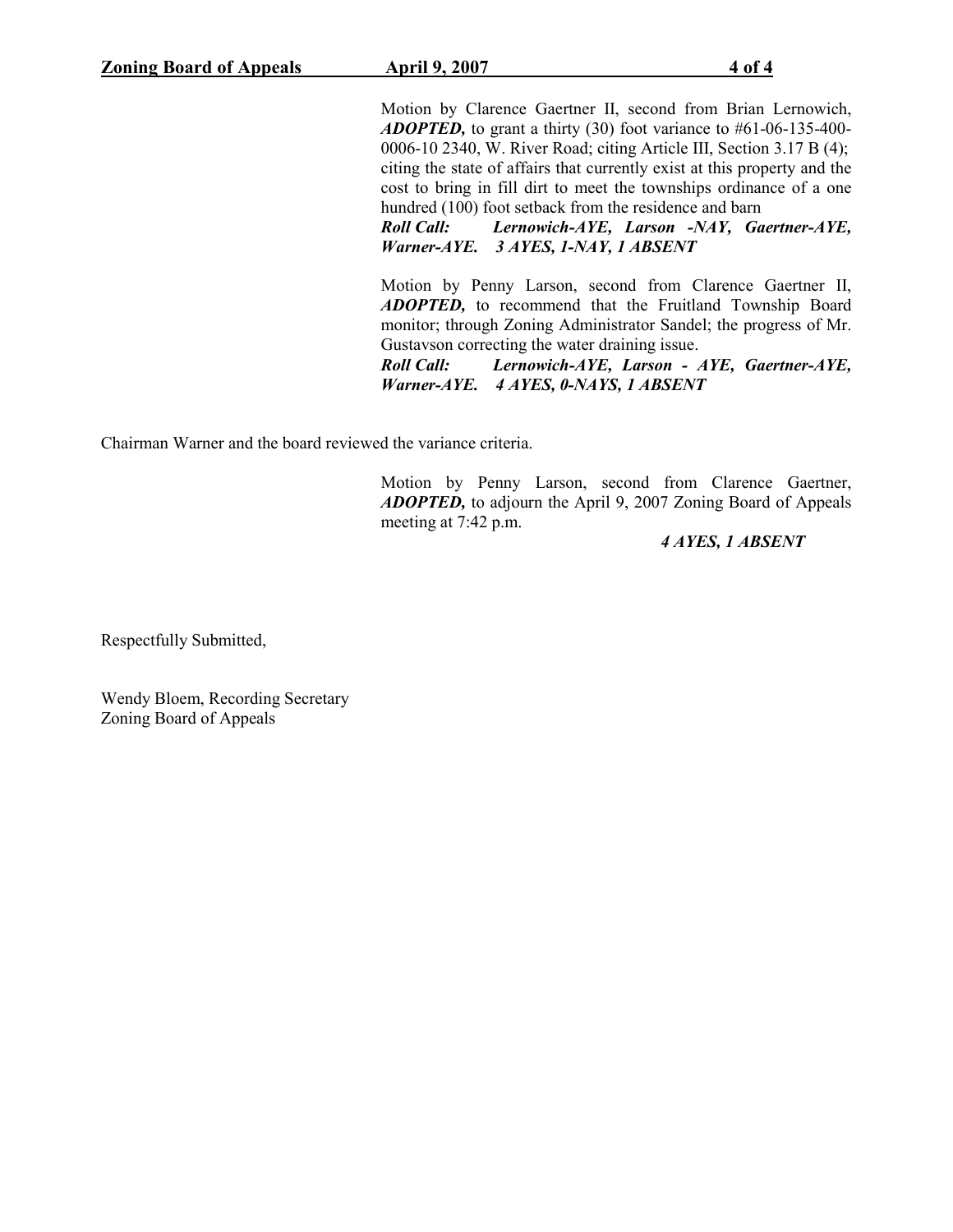Motion by Clarence Gaertner II, second from Brian Lernowich, ***ADOPTED,*** to grant a thirty (30) foot variance to #61-06-135-400-0006-10 2340, W. River Road; citing Article III, Section 3.17 B (4); citing the state of affairs that currently exist at this property and the cost to bring in fill dirt to meet the townships ordinance of a one hundred (100) foot setback from the residence and barn

***Roll Call: Lernowich-AYE, Larson -NAY, Gaertner-AYE, Warner-AYE. 3 AYES, 1-NAY, 1 ABSENT***

Motion by Penny Larson, second from Clarence Gaertner II, ***ADOPTED,*** to recommend that the Fruitland Township Board monitor; through Zoning Administrator Sandel; the progress of Mr. Gustavson correcting the water draining issue.

***Roll Call: Lernowich-AYE, Larson - AYE, Gaertner-AYE, Warner-AYE. 4 AYES, 0-NAYS, 1 ABSENT***

Chairman Warner and the board reviewed the variance criteria.

Motion by Penny Larson, second from Clarence Gaertner, ***ADOPTED,*** to adjourn the April 9, 2007 Zoning Board of Appeals meeting at 7:42 p.m.

***4 AYES, 1 ABSENT***

Respectfully Submitted,

Wendy Bloem, Recording Secretary
Zoning Board of Appeals